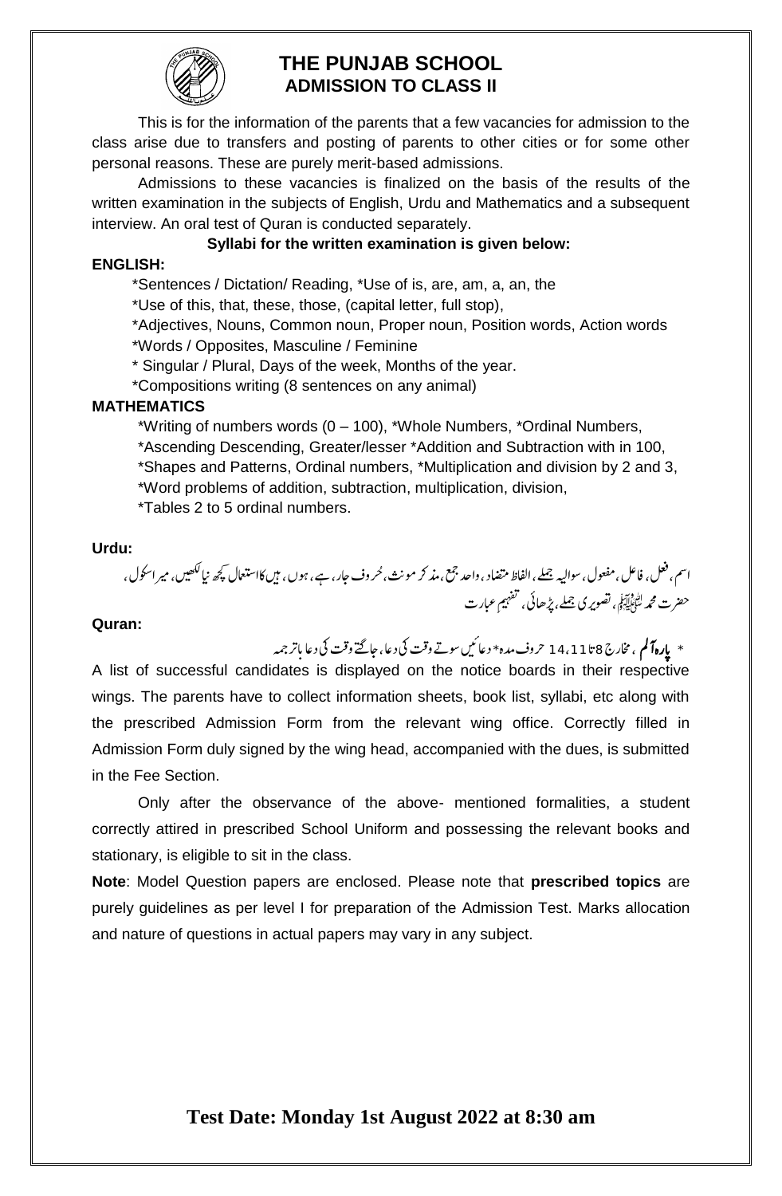# THE PUNJAB SCHOOL
## ADMISSION TO CLASS II

This is for the information of the parents that a few vacancies for admission to the class arise due to transfers and posting of parents to other cities or for some other personal reasons. These are purely merit-based admissions.

Admissions to these vacancies is finalized on the basis of the results of the written examination in the subjects of English, Urdu and Mathematics and a subsequent interview. An oral test of Quran is conducted separately.

**Syllabi for the written examination is given below:**

**ENGLISH:**

*Sentences / Dictation/ Reading, *Use of is, are, am, a, an, the
*Use of this, that, these, those, (capital letter, full stop),
*Adjectives, Nouns, Common noun, Proper noun, Position words, Action words
*Words / Opposites, Masculine / Feminine
* Singular / Plural, Days of the week, Months of the year.
*Compositions writing (8 sentences on any animal)

**MATHEMATICS**

*Writing of numbers words (0 – 100), *Whole Numbers, *Ordinal Numbers,
*Ascending Descending, Greater/lesser *Addition and Subtraction with in 100,
*Shapes and Patterns, Ordinal numbers, *Multiplication and division by 2 and 3,
*Word problems of addition, subtraction, multiplication, division,
*Tables 2 to 5 ordinal numbers.

**Urdu:**

اسم، فعل، فاعل، مفعول، سوالیہ جملے، الفاظ متضاد، واحد جمع، مذکر مونث، حُروف جار، ہے، ہوں، ہیں کا استعمال کچھ نیا لکھیں، میرا اسکول، حضرت محمد ﷺ، تصویری جملے، پڑھائی، تفہیمِ عبارت

**Quran:**

* **پارہ آلم** ، مخارج 8 تا 11، 14 حروف مدہ* دعائیں سوتے وقت کی دعا، جاگتے وقت کی دعا باترجمہ

A list of successful candidates is displayed on the notice boards in their respective wings. The parents have to collect information sheets, book list, syllabi, etc along with the prescribed Admission Form from the relevant wing office. Correctly filled in Admission Form duly signed by the wing head, accompanied with the dues, is submitted in the Fee Section.

Only after the observance of the above- mentioned formalities, a student correctly attired in prescribed School Uniform and possessing the relevant books and stationary, is eligible to sit in the class.

**Note**: Model Question papers are enclosed. Please note that **prescribed topics** are purely guidelines as per level I for preparation of the Admission Test. Marks allocation and nature of questions in actual papers may vary in any subject.

**Test Date: Monday 1st August 2022 at 8:30 am**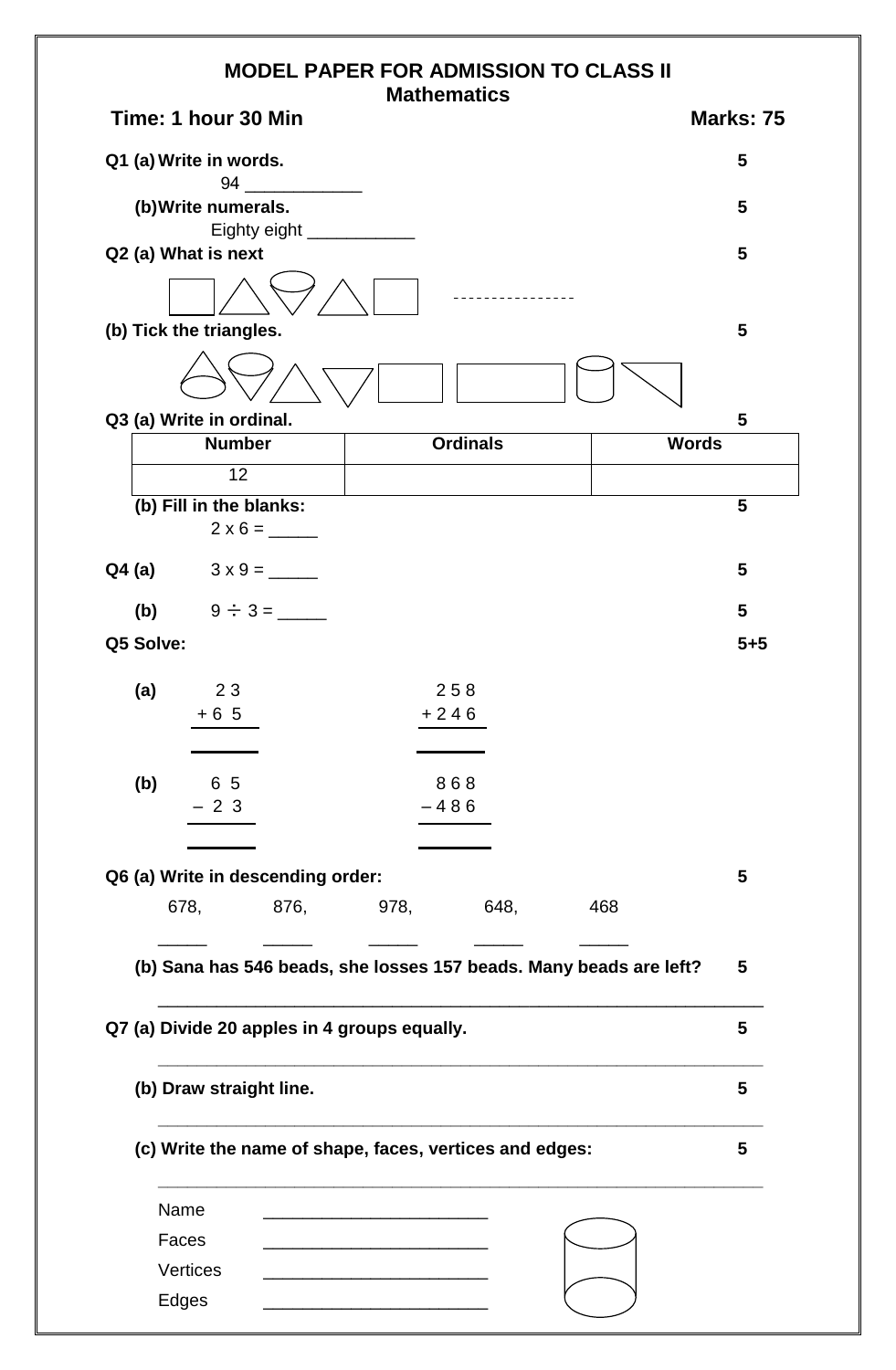## MODEL PAPER FOR ADMISSION TO CLASS II
### Mathematics

**Time: 1 hour 30 Min** **Marks: 75**

**Q1 (a) Write in words.** **5**

94 ____________

**(b) Write numerals.** **5**

Eighty eight ___________

**Q2 (a) What is next** **5**

----------------

**(b) Tick the triangles.** **5**

**Q3 (a) Write in ordinal.** **5**

| Number | Ordinals | Words |
|---|---|---|
| 12 | | |

**(b) Fill in the blanks:** **5**

2 x 6 = _____

**Q4 (a)** 3 x 9 = _____ **5**

**(b)** 9 ÷ 3 = _____ **5**

**Q5 Solve:** **5+5**

**(a)**

```
  2 3        2 5 8
+ 6 5      + 2 4 6
-----      -------
```

**(b)**

```
  6 5        8 6 8
– 2 3      – 4 8 6
-----      -------
```

**Q6 (a) Write in descending order:** **5**

678, 876, 978, 648, 468

_____ _____ _____ _____ _____

**(b) Sana has 546 beads, she losses 157 beads. Many beads are left?** **5**

_______________________________________________________________

**Q7 (a) Divide 20 apples in 4 groups equally.** **5**

_______________________________________________________________

**(b) Draw straight line.** **5**

_______________________________________________________________

**(c) Write the name of shape, faces, vertices and edges:** **5**

_______________________________________________________________

Name _______________________

Faces _______________________

Vertices _______________________

Edges _______________________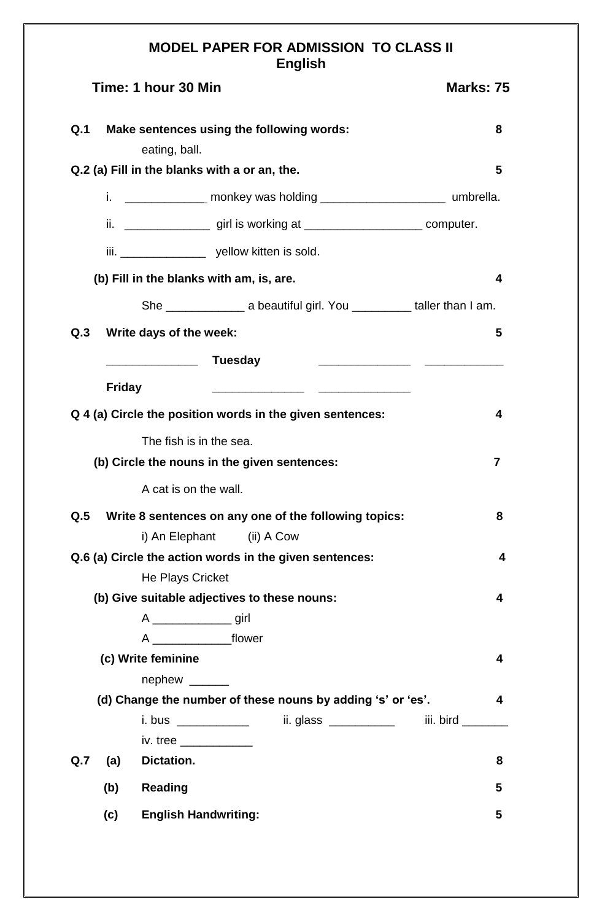# MODEL PAPER FOR ADMISSION TO CLASS II
## English

**Time: 1 hour 30 Min** **Marks: 75**

**Q.1 Make sentences using the following words:** **8**

eating, ball.

**Q.2 (a) Fill in the blanks with a or an, the.** **5**

i. ____________ monkey was holding ___________________ umbrella.

ii. _____________ girl is working at __________________ computer.

iii. _____________ yellow kitten is sold.

**(b) Fill in the blanks with am, is, are.** **4**

She ____________ a beautiful girl. You _________ taller than I am.

**Q.3 Write days of the week:** **5**

______________ **Tuesday** ______________ ____________

**Friday** ______________ ______________

**Q 4 (a) Circle the position words in the given sentences:** **4**

The fish is in the sea.

**(b) Circle the nouns in the given sentences:** **7**

A cat is on the wall.

**Q.5 Write 8 sentences on any one of the following topics:** **8**

i) An Elephant (ii) A Cow

**Q.6 (a) Circle the action words in the given sentences:** **4**

He Plays Cricket

**(b) Give suitable adjectives to these nouns:** **4**

A ____________ girl

A ____________flower

**(c) Write feminine** **4**

nephew ______

**(d) Change the number of these nouns by adding 's' or 'es'.** **4**

i. bus ___________ ii. glass __________ iii. bird _______

iv. tree ___________

**Q.7 (a) Dictation.** **8**

**(b) Reading** **5**

**(c) English Handwriting:** **5**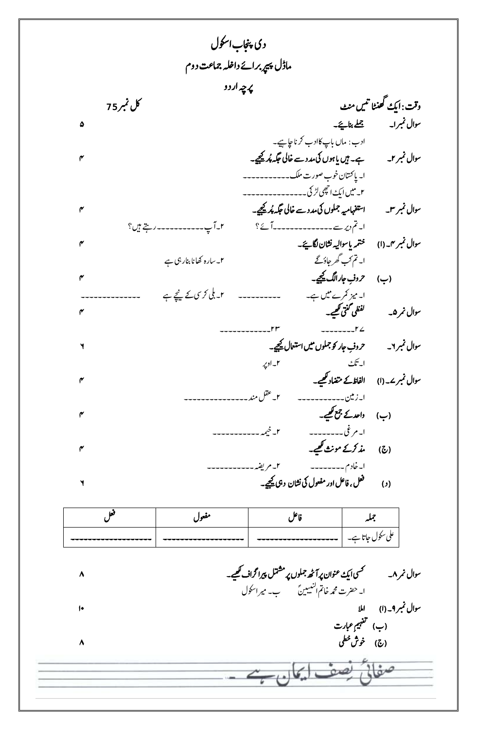# دی پنجاب اسکول

## ماڈل پیپر برائے داخلہ جماعت دوم

### پرچہ اردو

**وقت: ایک گھنٹا تیس منٹ** — **کل نمبر 75**

**سوال نمبر۱۔ جملے بنائیے۔** ۵

ادب : ماں باپ کا ادب کرنا چاہیے۔

**سوال نمبر۲۔ ہے۔ ہیں یا ہوں کی مدد سے خالی جگہ پُر کیجیے۔** ۴

۱۔ پاکستان خوب صورت ملک ------------

۲۔ میں ایک اچھی لڑکی ----------------

**سوال نمبر۳۔ استفہامیہ جملوں کی مدد سے خالی جگہ پُر کیجیے۔** ۴

۱۔ تم دیر سے --------------- آئے؟ ۲۔ آپ ------------ رہتے ہیں؟

**سوال نمبر۴۔ (ا) ختمہ یا سوالیہ نشان لگائیے۔** ۴

۱۔ تم کب گھر جاؤ گے ۲۔ سارہ کھانا بنا رہی ہے

**(ب) حروفِ جار الگ کیجیے۔** ۴

۱۔ میز کمرے میں ہے۔ ---------- ۲۔ بلی کرسی کے نیچے ہے --------------

**سوال نمبر۵۔ لفظی گنتی لکھیے۔** ۴

۲۷ -------- ۲۳ ------------

**سوال نمبر۶۔ حروفِ جار کو جملوں میں استعمال کیجیے۔** ۶

۱۔ تک ۲۔ اوپر

**سوال نمبر۷۔ (ا) الفاظ کے متضاد لکھیے۔** ۴

۱۔ زمین ------------ ۲۔ عقل مند ----------------

**(ب) واحد کے جمع لکھیے۔** ۴

۱۔ مرغی -------- ۲۔ خیمہ ------------

**(ج) مذکر کے مونث لکھیے۔** ۴

۱۔ خادم -------- ۲۔ مریضہ ------------

**(د) فعل، فاعل اور مفعول کی نشان دہی کیجیے۔** ۶

| جملہ | فاعل | مفعول | فعل |
|---|---|---|---|
| علی سکول جاتا ہے۔ | ------------------ | ------------------ | ------------------ |

**سوال نمبر۸۔ کسی ایک عنوان پر آٹھ جملوں پر مشتمل پیراگراف لکھیے۔** ۸

ا۔ حضرت محمد خاتم النبیینؐ ب۔ میرا اسکول

**سوال نمبر۹۔ (ا) املا** ۱۰

**(ب) تفہیمِ عبارت**

**(ج) خوش خطی** ۸

صفائی نصف ایمان ہے۔